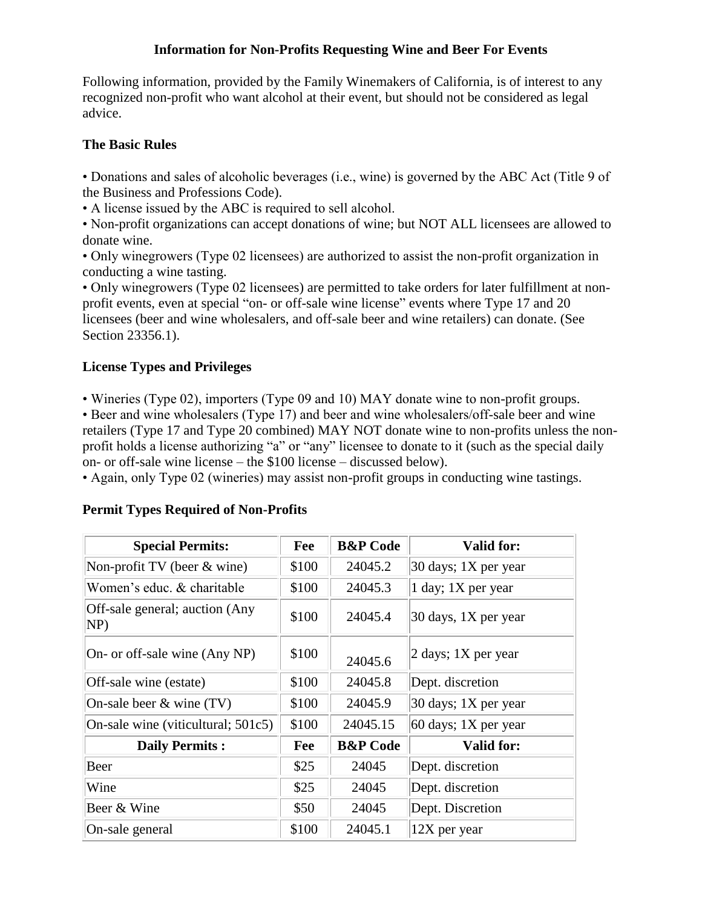# Information for Non-Profits Requesting Wine and Beer For Events

Following information, provided by the Family Winemakers of California, is of interest to any recognized non-profit who want alcohol at their event, but should not be considered as legal advice.

## The Basic Rules

- Donations and sales of alcoholic beverages (i.e., wine) is governed by the ABC Act (Title 9 of the Business and Professions Code).
- A license issued by the ABC is required to sell alcohol.
- Non-profit organizations can accept donations of wine; but NOT ALL licensees are allowed to donate wine.
- Only winegrowers (Type 02 licensees) are authorized to assist the non-profit organization in conducting a wine tasting.
- Only winegrowers (Type 02 licensees) are permitted to take orders for later fulfillment at non-profit events, even at special "on- or off-sale wine license" events where Type 17 and 20 licensees (beer and wine wholesalers, and off-sale beer and wine retailers) can donate. (See Section 23356.1).

## License Types and Privileges

- Wineries (Type 02), importers (Type 09 and 10) MAY donate wine to non-profit groups.
- Beer and wine wholesalers (Type 17) and beer and wine wholesalers/off-sale beer and wine retailers (Type 17 and Type 20 combined) MAY NOT donate wine to non-profits unless the non-profit holds a license authorizing "a" or "any" licensee to donate to it (such as the special daily on- or off-sale wine license – the $100 license – discussed below).
- Again, only Type 02 (wineries) may assist non-profit groups in conducting wine tastings.

## Permit Types Required of Non-Profits

| Special Permits: | Fee | B&P Code | Valid for: |
|---|---|---|---|
| Non-profit TV (beer & wine) | $100 | 24045.2 | 30 days; 1X per year |
| Women's educ. & charitable | $100 | 24045.3 | 1 day; 1X per year |
| Off-sale general; auction (Any NP) | $100 | 24045.4 | 30 days, 1X per year |
| On- or off-sale wine (Any NP) | $100 | 24045.6 | 2 days; 1X per year |
| Off-sale wine (estate) | $100 | 24045.8 | Dept. discretion |
| On-sale beer & wine (TV) | $100 | 24045.9 | 30 days; 1X per year |
| On-sale wine (viticultural; 501c5) | $100 | 24045.15 | 60 days; 1X per year |
| **Daily Permits :** | **Fee** | **B&P Code** | **Valid for:** |
| Beer | $25 | 24045 | Dept. discretion |
| Wine | $25 | 24045 | Dept. discretion |
| Beer & Wine | $50 | 24045 | Dept. Discretion |
| On-sale general | $100 | 24045.1 | 12X per year |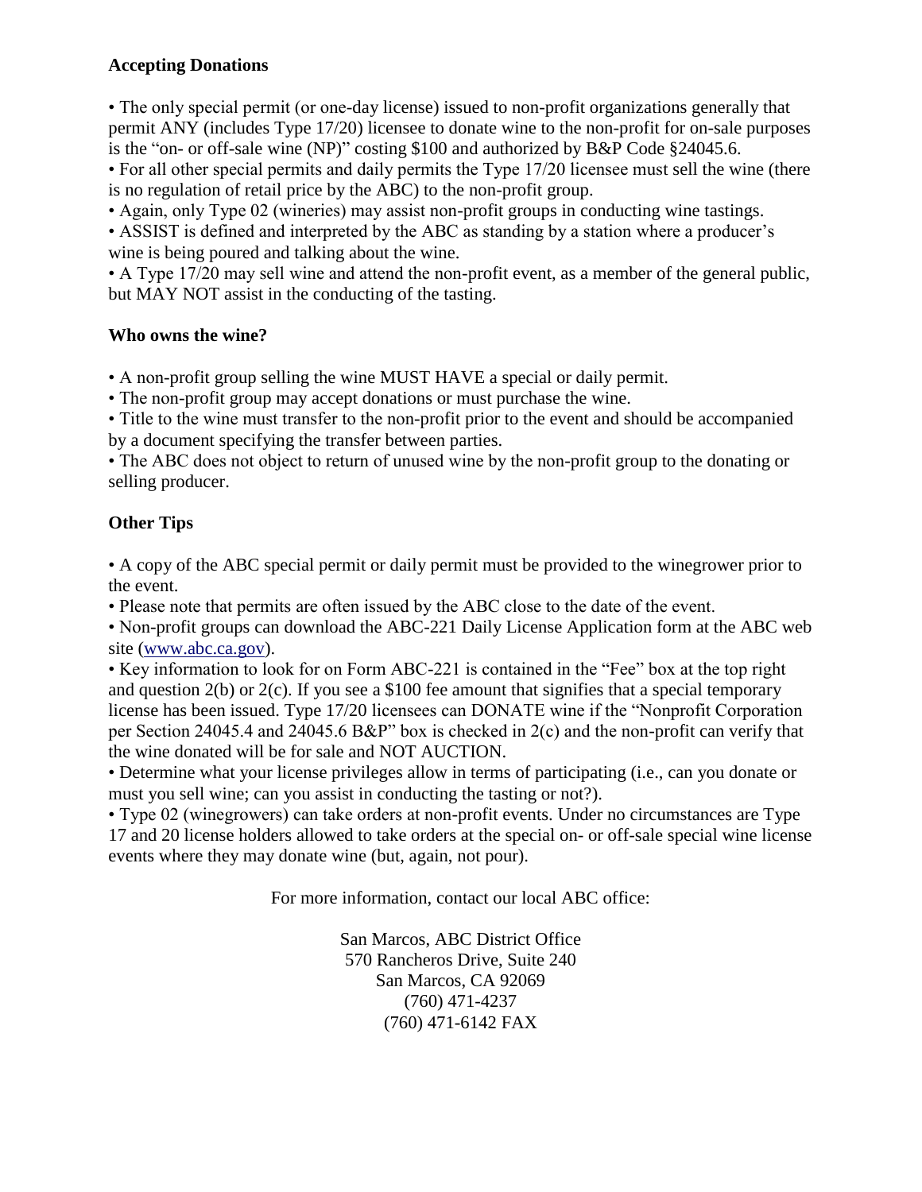### Accepting Donations

- The only special permit (or one-day license) issued to non-profit organizations generally that permit ANY (includes Type 17/20) licensee to donate wine to the non-profit for on-sale purposes is the "on- or off-sale wine (NP)" costing $100 and authorized by B&P Code §24045.6.
- For all other special permits and daily permits the Type 17/20 licensee must sell the wine (there is no regulation of retail price by the ABC) to the non-profit group.
- Again, only Type 02 (wineries) may assist non-profit groups in conducting wine tastings.
- ASSIST is defined and interpreted by the ABC as standing by a station where a producer's wine is being poured and talking about the wine.
- A Type 17/20 may sell wine and attend the non-profit event, as a member of the general public, but MAY NOT assist in the conducting of the tasting.

### Who owns the wine?

- A non-profit group selling the wine MUST HAVE a special or daily permit.
- The non-profit group may accept donations or must purchase the wine.
- Title to the wine must transfer to the non-profit prior to the event and should be accompanied by a document specifying the transfer between parties.
- The ABC does not object to return of unused wine by the non-profit group to the donating or selling producer.

### Other Tips

- A copy of the ABC special permit or daily permit must be provided to the winegrower prior to the event.
- Please note that permits are often issued by the ABC close to the date of the event.
- Non-profit groups can download the ABC-221 Daily License Application form at the ABC web site ([www.abc.ca.gov](http://www.abc.ca.gov)).
- Key information to look for on Form ABC-221 is contained in the "Fee" box at the top right and question 2(b) or 2(c). If you see a $100 fee amount that signifies that a special temporary license has been issued. Type 17/20 licensees can DONATE wine if the "Nonprofit Corporation per Section 24045.4 and 24045.6 B&P" box is checked in 2(c) and the non-profit can verify that the wine donated will be for sale and NOT AUCTION.
- Determine what your license privileges allow in terms of participating (i.e., can you donate or must you sell wine; can you assist in conducting the tasting or not?).
- Type 02 (winegrowers) can take orders at non-profit events. Under no circumstances are Type 17 and 20 license holders allowed to take orders at the special on- or off-sale special wine license events where they may donate wine (but, again, not pour).

For more information, contact our local ABC office:

San Marcos, ABC District Office
570 Rancheros Drive, Suite 240
San Marcos, CA 92069
(760) 471-4237
(760) 471-6142 FAX